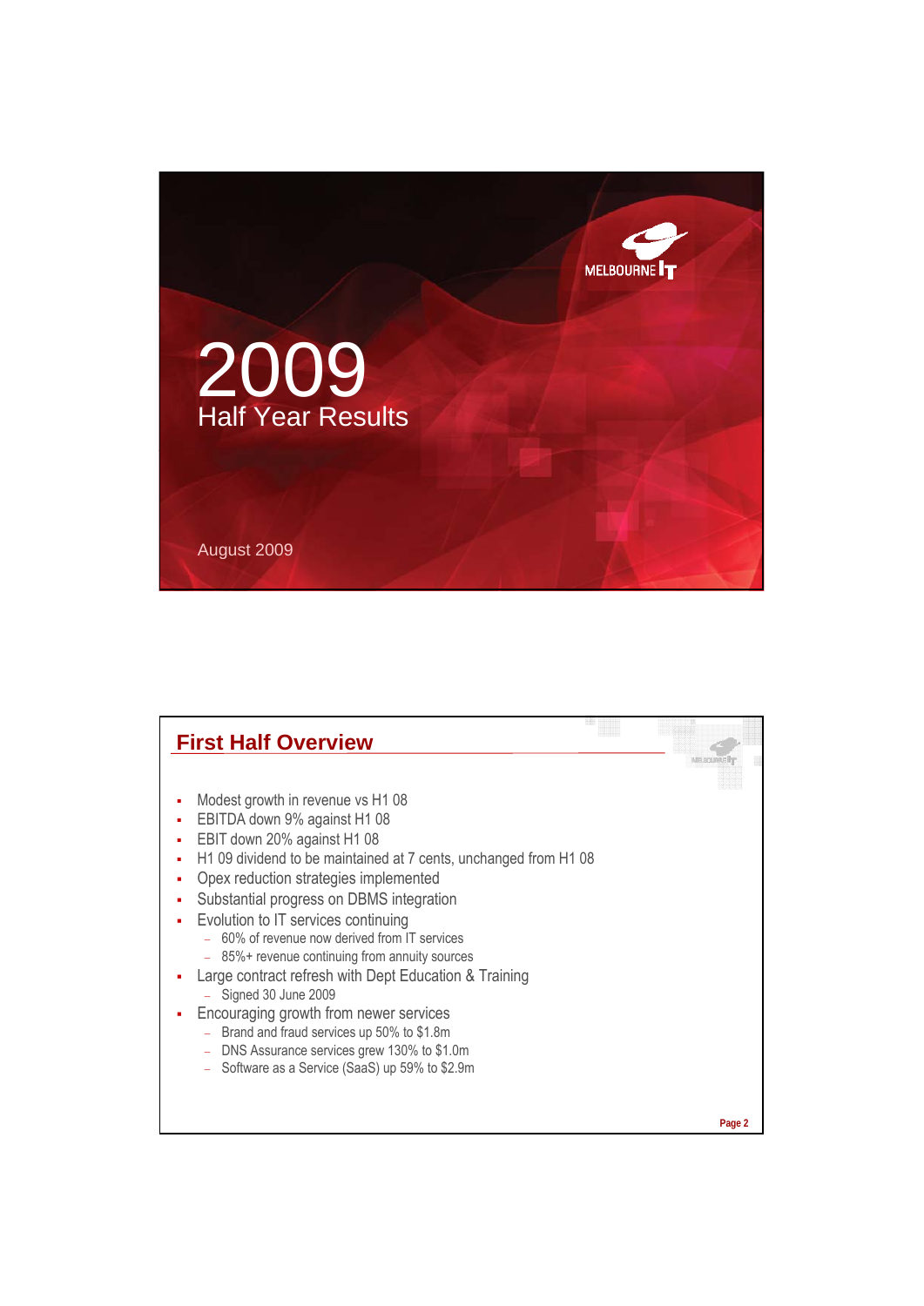# 2009

## Half Year Results

August 2009

## First Half Overview

- Modest growth in revenue vs H1 08
- EBITDA down 9% against H1 08
- EBIT down 20% against H1 08
- H1 09 dividend to be maintained at 7 cents, unchanged from H1 08
- Opex reduction strategies implemented
- Substantial progress on DBMS integration
- Evolution to IT services continuing
  - 60% of revenue now derived from IT services
  - 85%+ revenue continuing from annuity sources
- Large contract refresh with Dept Education & Training
  - Signed 30 June 2009
- Encouraging growth from newer services
  - Brand and fraud services up 50% to $1.8m
  - DNS Assurance services grew 130% to $1.0m
  - Software as a Service (SaaS) up 59% to $2.9m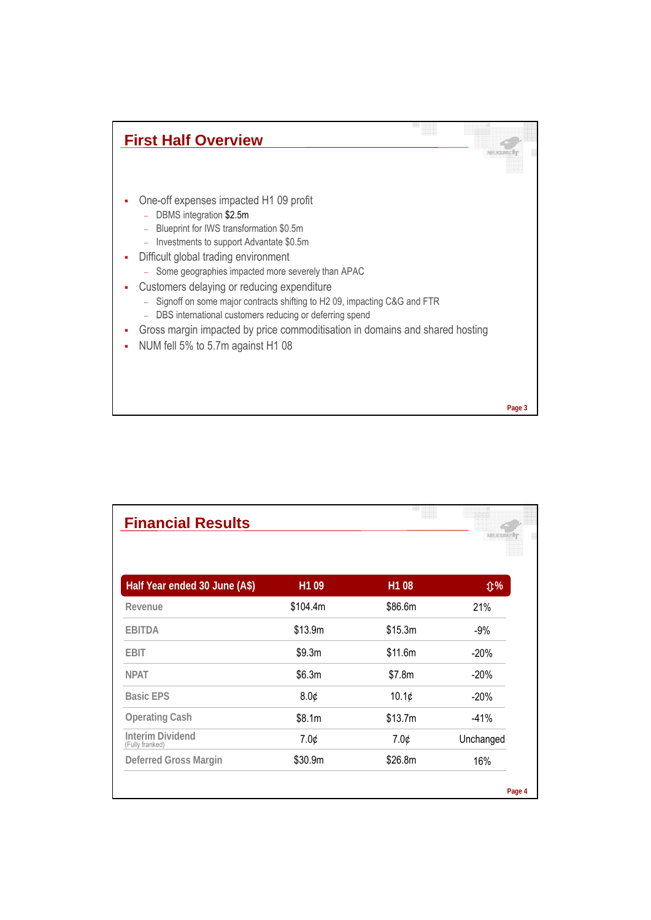## First Half Overview

- One-off expenses impacted H1 09 profit
  - DBMS integration $2.5m
  - Blueprint for IWS transformation $0.5m
  - Investments to support Advantate $0.5m
- Difficult global trading environment
  - Some geographies impacted more severely than APAC
- Customers delaying or reducing expenditure
  - Signoff on some major contracts shifting to H2 09, impacting C&G and FTR
  - DBS international customers reducing or deferring spend
- Gross margin impacted by price commoditisation in domains and shared hosting
- NUM fell 5% to 5.7m against H1 08

## Financial Results

| Half Year ended 30 June (A$) | H1 09 | H1 08 | ⇧% |
|---|---|---|---|
| Revenue | $104.4m | $86.6m | 21% |
| EBITDA | $13.9m | $15.3m | -9% |
| EBIT | $9.3m | $11.6m | -20% |
| NPAT | $6.3m | $7.8m | -20% |
| Basic EPS | 8.0¢ | 10.1¢ | -20% |
| Operating Cash | $8.1m | $13.7m | -41% |
| Interim Dividend (Fully franked) | 7.0¢ | 7.0¢ | Unchanged |
| Deferred Gross Margin | $30.9m | $26.8m | 16% |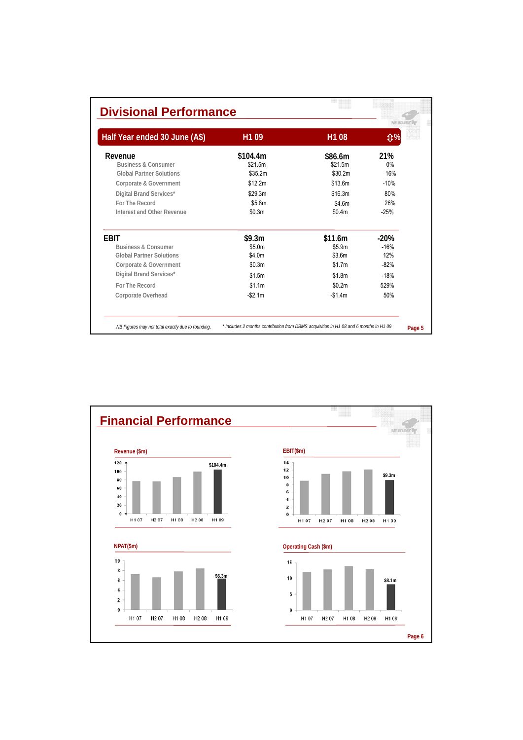# Divisional Performance

| Half Year ended 30 June (A$) | H1 09 | H1 08 | ⇳% |
|---|---|---|---|
| **Revenue** | **$104.4m** | **$86.6m** | **21%** |
| Business & Consumer | $21.5m | $21.5m | 0% |
| Global Partner Solutions | $35.2m | $30.2m | 16% |
| Corporate & Government | $12.2m | $13.6m | -10% |
| Digital Brand Services* | $29.3m | $16.3m | 80% |
| For The Record | $5.8m | $4.6m | 26% |
| Interest and Other Revenue | $0.3m | $0.4m | -25% |
| **EBIT** | **$9.3m** | **$11.6m** | **-20%** |
| Business & Consumer | $5.0m | $5.9m | -16% |
| Global Partner Solutions | $4.0m | $3.6m | 12% |
| Corporate & Government | $0.3m | $1.7m | -82% |
| Digital Brand Services* | $1.5m | $1.8m | -18% |
| For The Record | $1.1m | $0.2m | 529% |
| Corporate Overhead | -$2.1m | -$1.4m | 50% |

*NB Figures may not total exactly due to rounding.*

*\* Includes 2 months contribution from DBMS acquisition in H1 08 and 6 months in H1 09*

# Financial Performance

**Revenue ($m)**

| H1 07 | H2 07 | H1 08 | H2 08 | H1 09 |
|---|---|---|---|---|
| | | | | $104.4m |

**EBIT($m)**

| H1 07 | H2 07 | H1 08 | H2 08 | H1 09 |
|---|---|---|---|---|
| | | | | $9.3m |

**NPAT($m)**

| H1 07 | H2 07 | H1 08 | H2 08 | H1 09 |
|---|---|---|---|---|
| | | | | $6.3m |

**Operating Cash ($m)**

| H1 07 | H2 07 | H1 08 | H2 08 | H1 09 |
|---|---|---|---|---|
| | | | | $8.1m |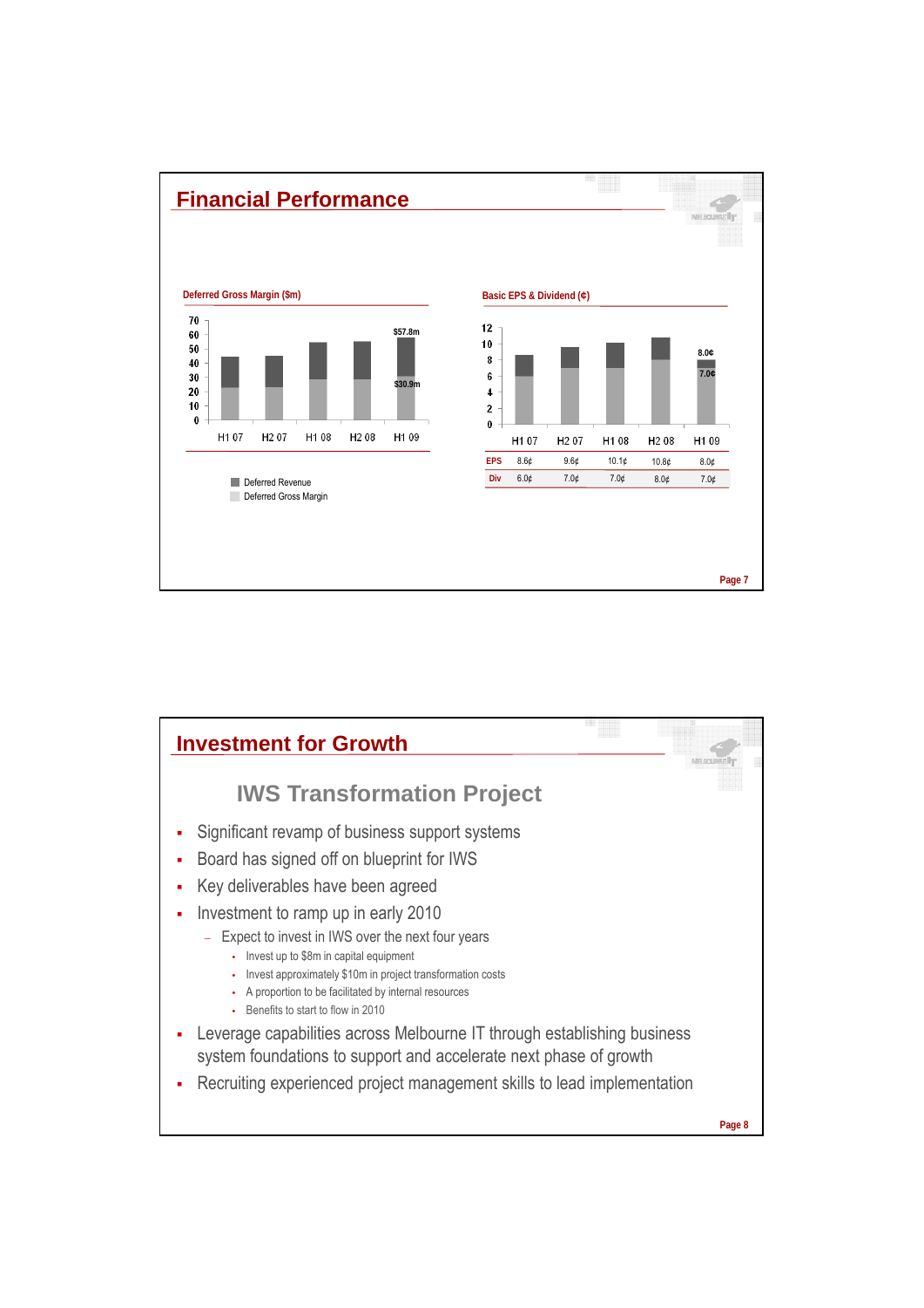## Financial Performance

**Deferred Gross Margin ($m)**

| | H1 07 | H2 07 | H1 08 | H2 08 | H1 09 |
|---|---|---|---|---|---|
| Total | | | | | $57.8m |
| Deferred Gross Margin | | | | | $30.9m |

- Deferred Revenue
- Deferred Gross Margin

**Basic EPS & Dividend (¢)**

| | H1 07 | H2 07 | H1 08 | H2 08 | H1 09 |
|---|---|---|---|---|---|
| EPS | 8.6¢ | 9.6¢ | 10.1¢ | 10.8¢ | 8.0¢ |
| Div | 6.0¢ | 7.0¢ | 7.0¢ | 8.0¢ | 7.0¢ |

## Investment for Growth

### IWS Transformation Project

- Significant revamp of business support systems
- Board has signed off on blueprint for IWS
- Key deliverables have been agreed
- Investment to ramp up in early 2010
  - Expect to invest in IWS over the next four years
    - Invest up to $8m in capital equipment
    - Invest approximately $10m in project transformation costs
    - A proportion to be facilitated by internal resources
    - Benefits to start to flow in 2010
- Leverage capabilities across Melbourne IT through establishing business system foundations to support and accelerate next phase of growth
- Recruiting experienced project management skills to lead implementation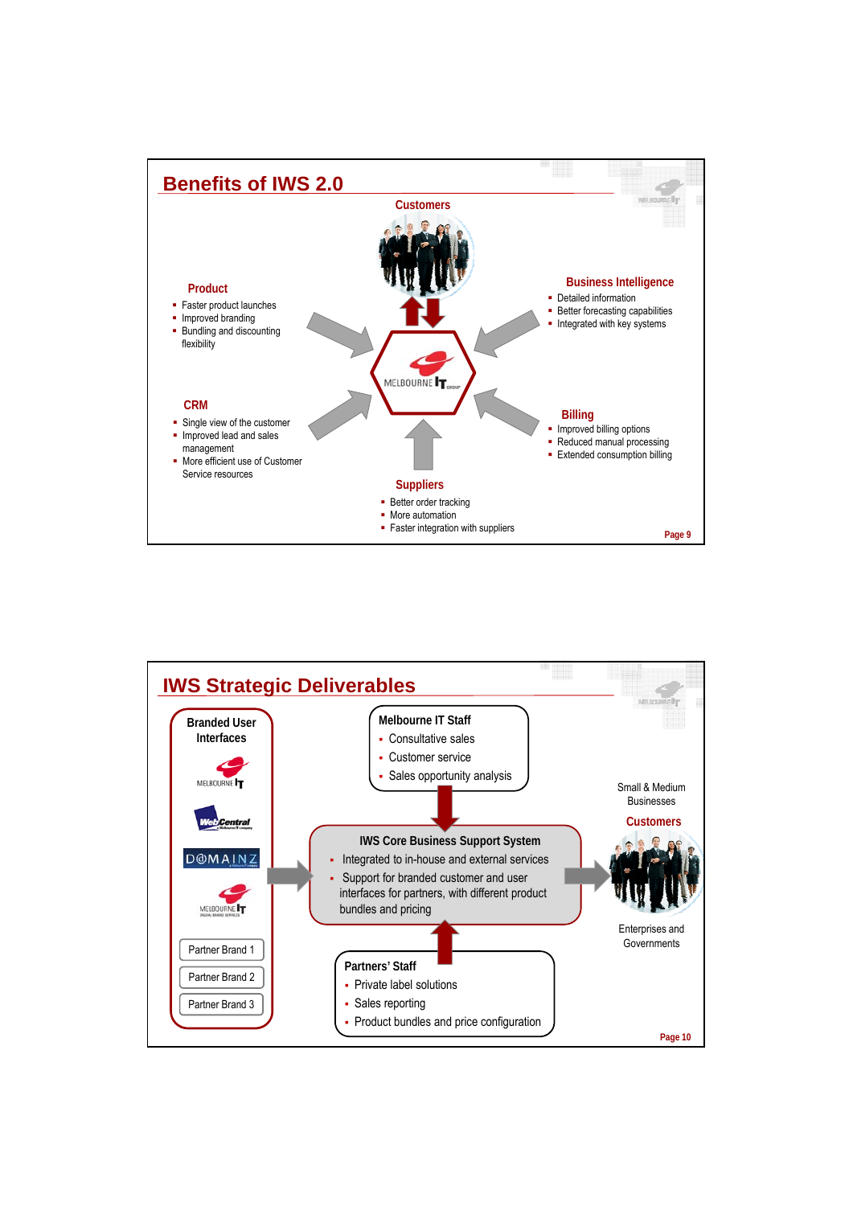## Benefits of IWS 2.0

### Customers

### Product

- Faster product launches
- Improved branding
- Bundling and discounting flexibility

### Business Intelligence

- Detailed information
- Better forecasting capabilities
- Integrated with key systems

### CRM

- Single view of the customer
- Improved lead and sales management
- More efficient use of Customer Service resources

### Billing

- Improved billing options
- Reduced manual processing
- Extended consumption billing

### Suppliers

- Better order tracking
- More automation
- Faster integration with suppliers

## IWS Strategic Deliverables

### Branded User Interfaces

- MELBOURNE IT
- WebCentral
- DOMAINZ
- MELBOURNE IT Digital Brand Services
- Partner Brand 1
- Partner Brand 2
- Partner Brand 3

### Melbourne IT Staff

- Consultative sales
- Customer service
- Sales opportunity analysis

### IWS Core Business Support System

- Integrated to in-house and external services
- Support for branded customer and user interfaces for partners, with different product bundles and pricing

### Partners' Staff

- Private label solutions
- Sales reporting
- Product bundles and price configuration

### Customers

Small & Medium Businesses

Enterprises and Governments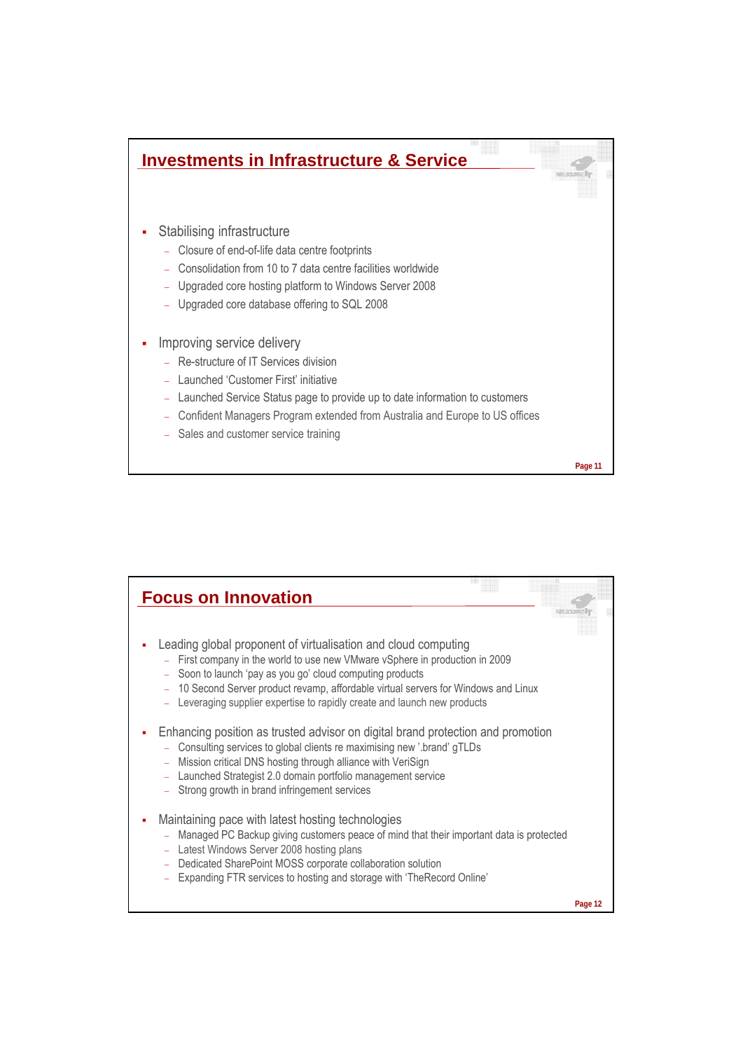## Investments in Infrastructure & Service

- Stabilising infrastructure
  - Closure of end-of-life data centre footprints
  - Consolidation from 10 to 7 data centre facilities worldwide
  - Upgraded core hosting platform to Windows Server 2008
  - Upgraded core database offering to SQL 2008
- Improving service delivery
  - Re-structure of IT Services division
  - Launched 'Customer First' initiative
  - Launched Service Status page to provide up to date information to customers
  - Confident Managers Program extended from Australia and Europe to US offices
  - Sales and customer service training

## Focus on Innovation

- Leading global proponent of virtualisation and cloud computing
  - First company in the world to use new VMware vSphere in production in 2009
  - Soon to launch 'pay as you go' cloud computing products
  - 10 Second Server product revamp, affordable virtual servers for Windows and Linux
  - Leveraging supplier expertise to rapidly create and launch new products
- Enhancing position as trusted advisor on digital brand protection and promotion
  - Consulting services to global clients re maximising new '.brand' gTLDs
  - Mission critical DNS hosting through alliance with VeriSign
  - Launched Strategist 2.0 domain portfolio management service
  - Strong growth in brand infringement services
- Maintaining pace with latest hosting technologies
  - Managed PC Backup giving customers peace of mind that their important data is protected
  - Latest Windows Server 2008 hosting plans
  - Dedicated SharePoint MOSS corporate collaboration solution
  - Expanding FTR services to hosting and storage with 'TheRecord Online'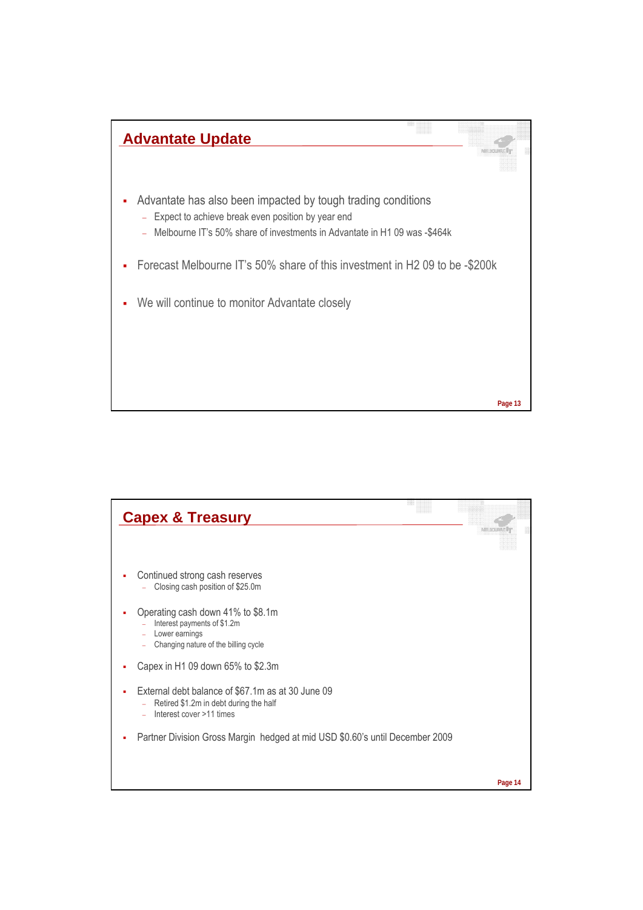## Advantate Update

- Advantate has also been impacted by tough trading conditions
  - Expect to achieve break even position by year end
  - Melbourne IT's 50% share of investments in Advantate in H1 09 was -$464k
- Forecast Melbourne IT's 50% share of this investment in H2 09 to be -$200k
- We will continue to monitor Advantate closely

## Capex & Treasury

- Continued strong cash reserves
  - Closing cash position of $25.0m
- Operating cash down 41% to $8.1m
  - Interest payments of $1.2m
  - Lower earnings
  - Changing nature of the billing cycle
- Capex in H1 09 down 65% to $2.3m
- External debt balance of $67.1m as at 30 June 09
  - Retired $1.2m in debt during the half
  - Interest cover >11 times
- Partner Division Gross Margin hedged at mid USD $0.60's until December 2009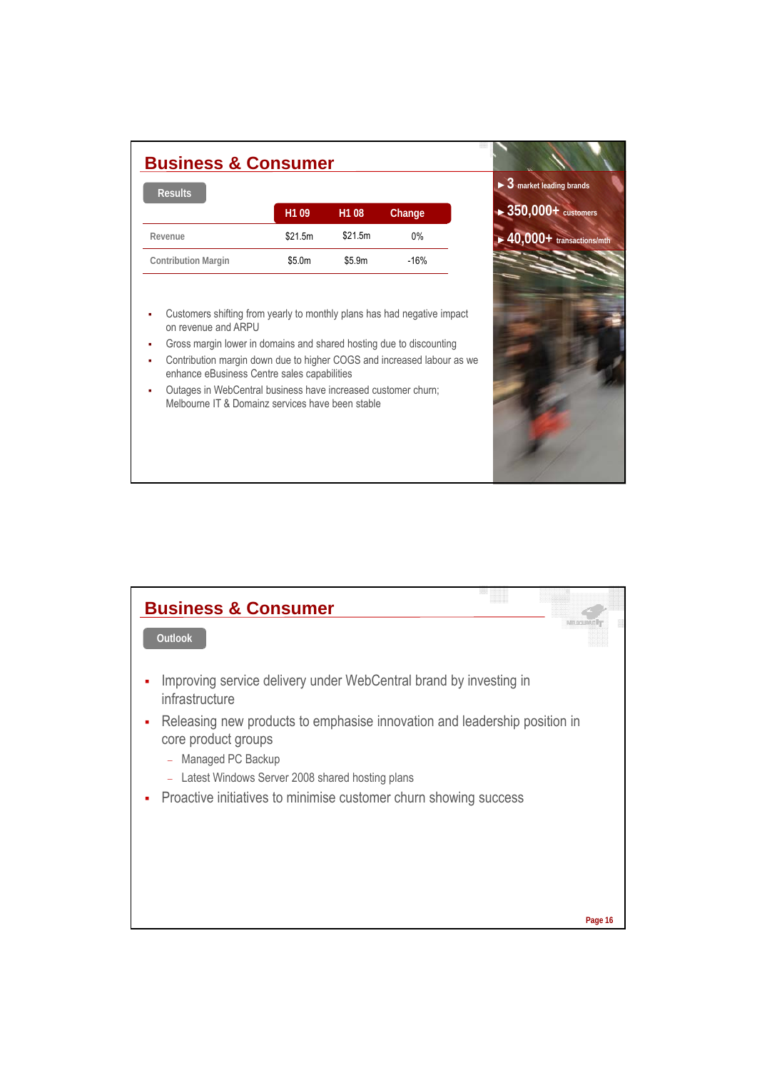## Business & Consumer

**Results**

|  | H1 09 | H1 08 | Change |
|---|---|---|---|
| Revenue | $21.5m | $21.5m | 0% |
| Contribution Margin | $5.0m | $5.9m | -16% |

- Customers shifting from yearly to monthly plans has had negative impact on revenue and ARPU
- Gross margin lower in domains and shared hosting due to discounting
- Contribution margin down due to higher COGS and increased labour as we enhance eBusiness Centre sales capabilities
- Outages in WebCentral business have increased customer churn; Melbourne IT & Domainz services have been stable

- 3 market leading brands
- 350,000+ customers
- 40,000+ transactions/mth

## Business & Consumer

**Outlook**

- Improving service delivery under WebCentral brand by investing in infrastructure
- Releasing new products to emphasise innovation and leadership position in core product groups
  - Managed PC Backup
  - Latest Windows Server 2008 shared hosting plans
- Proactive initiatives to minimise customer churn showing success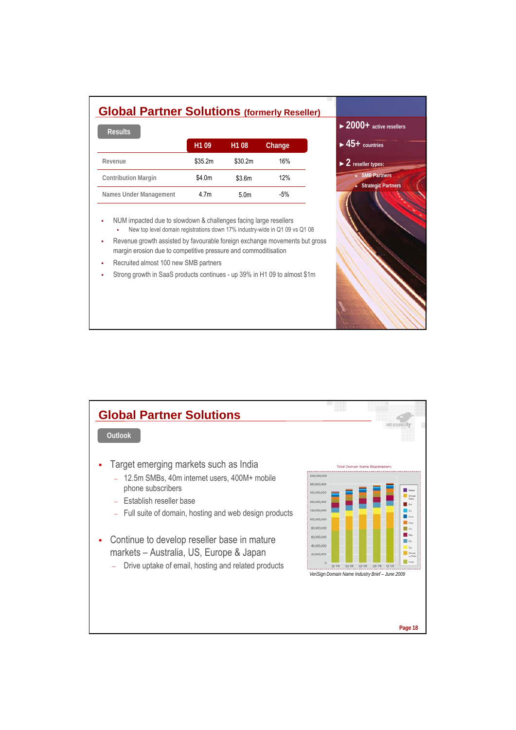# Global Partner Solutions (formerly Reseller)

## Results

| | H1 09 | H1 08 | Change |
|---|---|---|---|
| Revenue | $35.2m | $30.2m | 16% |
| Contribution Margin | $4.0m | $3.6m | 12% |
| Names Under Management | 4.7m | 5.0m | -5% |

- NUM impacted due to slowdown & challenges facing large resellers
  - New top level domain registrations down 17% industry-wide in Q1 09 vs Q1 08
- Revenue growth assisted by favourable foreign exchange movements but gross margin erosion due to competitive pressure and commoditisation
- Recruited almost 100 new SMB partners
- Strong growth in SaaS products continues - up 39% in H1 09 to almost $1m

- 2000+ active resellers
- 45+ countries
- 2 reseller types:
  - SMB Partners
  - Strategic Partners

# Global Partner Solutions

## Outlook

- Target emerging markets such as India
  - 12.5m SMBs, 40m internet users, 400M+ mobile phone subscribers
  - Establish reseller base
  - Full suite of domain, hosting and web design products
- Continue to develop reseller base in mature markets – Australia, US, Europe & Japan
  - Drive uptake of email, hosting and related products

Total Domain Name Registrations

*VeriSign Domain Name Industry Brief – June 2009*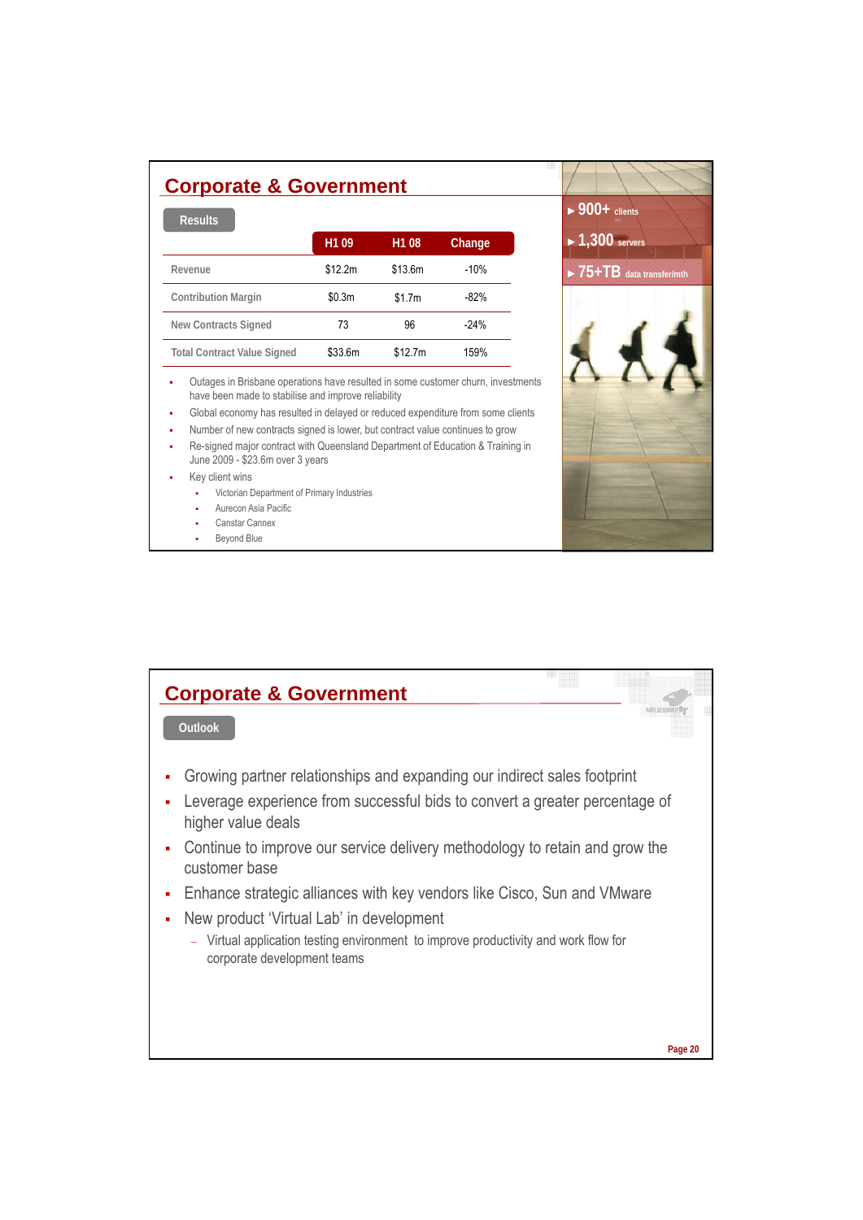## Corporate & Government

**Results**

| | H1 09 | H1 08 | Change |
|---|---|---|---|
| Revenue | $12.2m | $13.6m | -10% |
| Contribution Margin | $0.3m | $1.7m | -82% |
| New Contracts Signed | 73 | 96 | -24% |
| Total Contract Value Signed | $33.6m | $12.7m | 159% |

- Outages in Brisbane operations have resulted in some customer churn, investments have been made to stabilise and improve reliability
- Global economy has resulted in delayed or reduced expenditure from some clients
- Number of new contracts signed is lower, but contract value continues to grow
- Re-signed major contract with Queensland Department of Education & Training in June 2009 - $23.6m over 3 years
- Key client wins
  - Victorian Department of Primary Industries
  - Aurecon Asia Pacific
  - Canstar Cannex
  - Beyond Blue

- 900+ clients
- 1,300 servers
- 75+TB data transfer/mth

## Corporate & Government

**Outlook**

- Growing partner relationships and expanding our indirect sales footprint
- Leverage experience from successful bids to convert a greater percentage of higher value deals
- Continue to improve our service delivery methodology to retain and grow the customer base
- Enhance strategic alliances with key vendors like Cisco, Sun and VMware
- New product 'Virtual Lab' in development
  - Virtual application testing environment to improve productivity and work flow for corporate development teams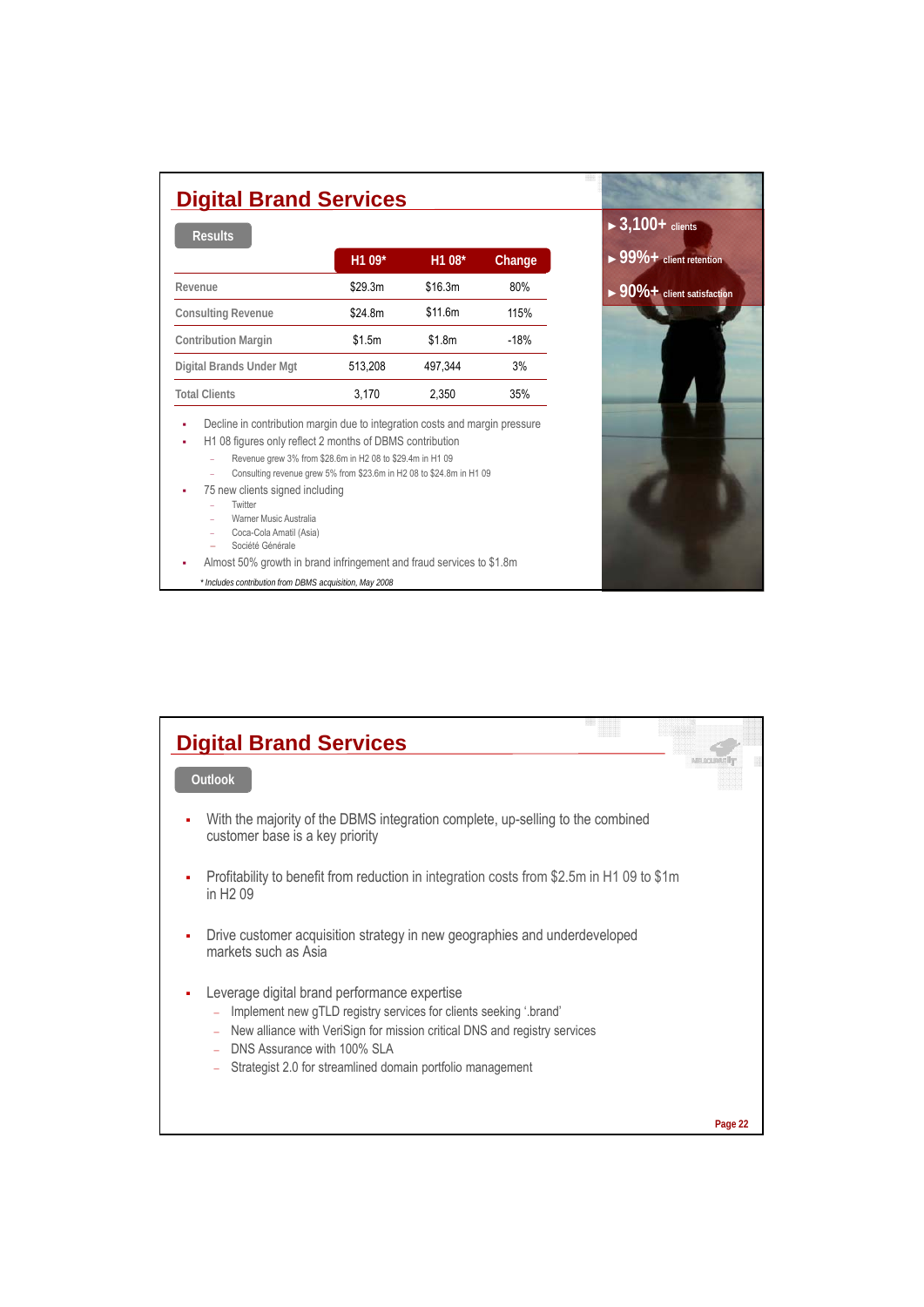## Digital Brand Services

**Results**

|  | H1 09* | H1 08* | Change |
|---|---|---|---|
| Revenue | $29.3m | $16.3m | 80% |
| Consulting Revenue | $24.8m | $11.6m | 115% |
| Contribution Margin | $1.5m | $1.8m | -18% |
| Digital Brands Under Mgt | 513,208 | 497,344 | 3% |
| Total Clients | 3,170 | 2,350 | 35% |

- Decline in contribution margin due to integration costs and margin pressure
- H1 08 figures only reflect 2 months of DBMS contribution
  - Revenue grew 3% from $28.6m in H2 08 to $29.4m in H1 09
  - Consulting revenue grew 5% from $23.6m in H2 08 to $24.8m in H1 09
- 75 new clients signed including
  - Twitter
  - Warner Music Australia
  - Coca-Cola Amatil (Asia)
  - Société Générale
- Almost 50% growth in brand infringement and fraud services to $1.8m

*\* Includes contribution from DBMS acquisition, May 2008*

- ► 3,100+ clients
- ► 99%+ client retention
- ► 90%+ client satisfaction

## Digital Brand Services

**Outlook**

- With the majority of the DBMS integration complete, up-selling to the combined customer base is a key priority
- Profitability to benefit from reduction in integration costs from $2.5m in H1 09 to $1m in H2 09
- Drive customer acquisition strategy in new geographies and underdeveloped markets such as Asia
- Leverage digital brand performance expertise
  - Implement new gTLD registry services for clients seeking '.brand'
  - New alliance with VeriSign for mission critical DNS and registry services
  - DNS Assurance with 100% SLA
  - Strategist 2.0 for streamlined domain portfolio management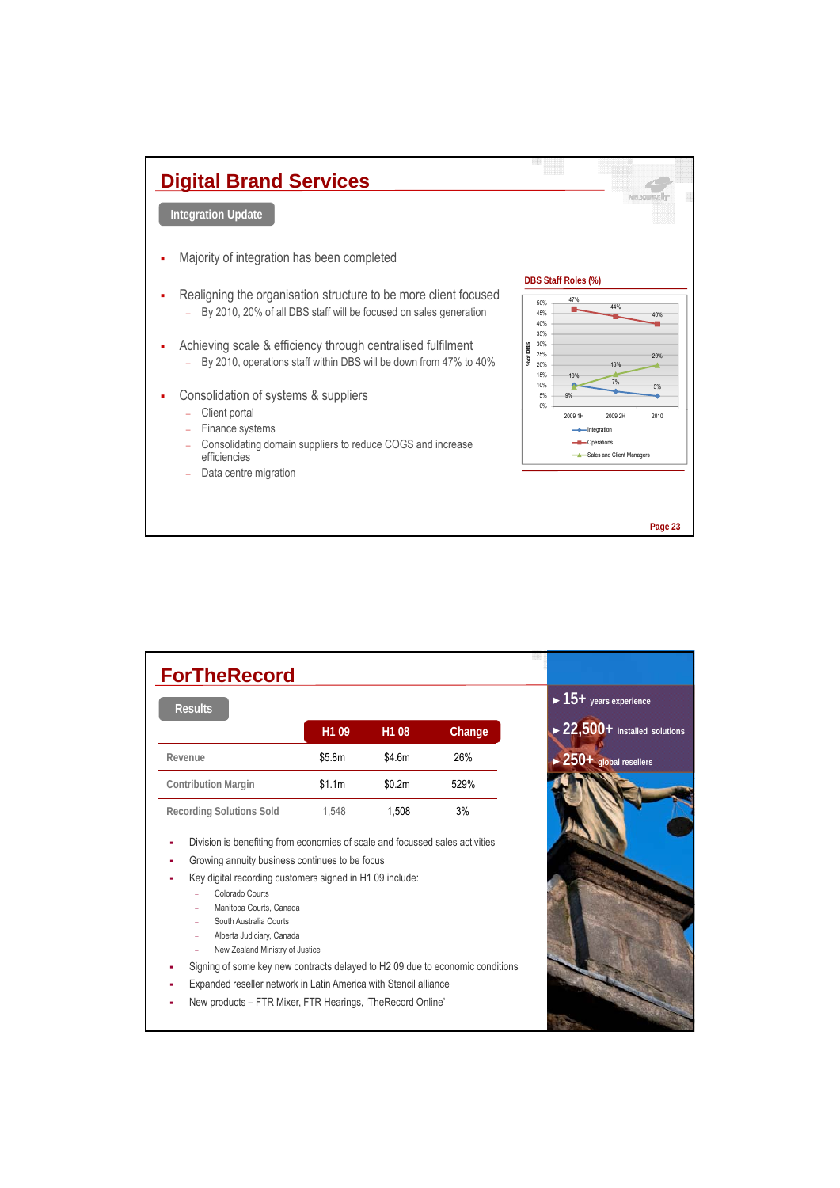## Digital Brand Services

**Integration Update**

- Majority of integration has been completed
- Realigning the organisation structure to be more client focused
  - By 2010, 20% of all DBS staff will be focused on sales generation
- Achieving scale & efficiency through centralised fulfilment
  - By 2010, operations staff within DBS will be down from 47% to 40%
- Consolidation of systems & suppliers
  - Client portal
  - Finance systems
  - Consolidating domain suppliers to reduce COGS and increase efficiencies
  - Data centre migration

**DBS Staff Roles (%)**

| % of DBS | 2009 1H | 2009 2H | 2010 |
| --- | --- | --- | --- |
| Integration | 10% | 7% | 5% |
| Operations | 47% | 44% | 40% |
| Sales and Client Managers | 9% | 16% | 20% |

## ForTheRecord

**Results**

| | H1 09 | H1 08 | Change |
| --- | --- | --- | --- |
| Revenue | $5.8m | $4.6m | 26% |
| Contribution Margin | $1.1m | $0.2m | 529% |
| Recording Solutions Sold | 1,548 | 1,508 | 3% |

- Division is benefiting from economies of scale and focussed sales activities
- Growing annuity business continues to be focus
- Key digital recording customers signed in H1 09 include:
  - Colorado Courts
  - Manitoba Courts, Canada
  - South Australia Courts
  - Alberta Judiciary, Canada
  - New Zealand Ministry of Justice
- Signing of some key new contracts delayed to H2 09 due to economic conditions
- Expanded reseller network in Latin America with Stencil alliance
- New products – FTR Mixer, FTR Hearings, 'TheRecord Online'

▶ **15+** years experience

▶ **22,500+** installed solutions

▶ **250+** global resellers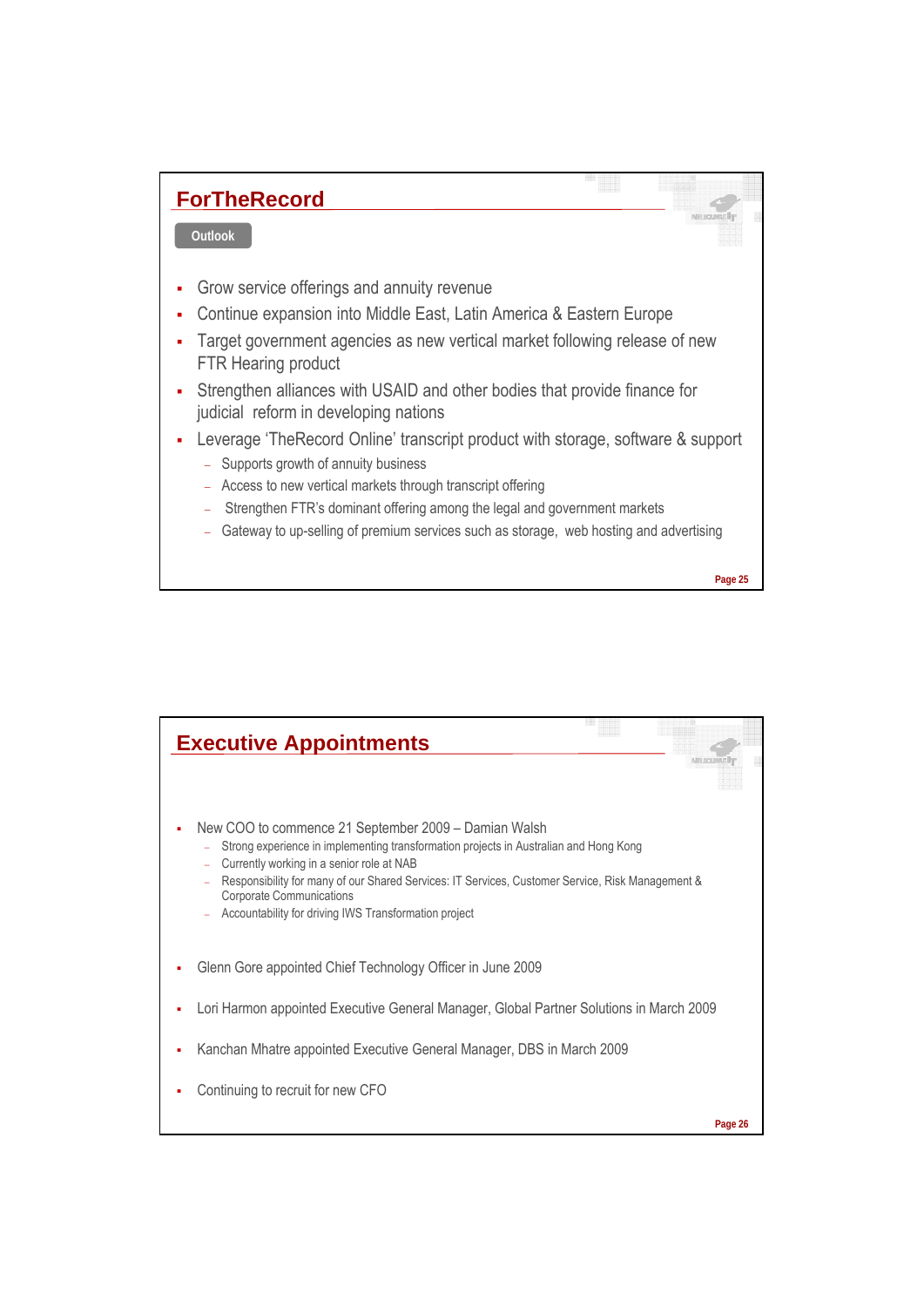## ForTheRecord

**Outlook**

- Grow service offerings and annuity revenue
- Continue expansion into Middle East, Latin America & Eastern Europe
- Target government agencies as new vertical market following release of new FTR Hearing product
- Strengthen alliances with USAID and other bodies that provide finance for judicial reform in developing nations
- Leverage 'TheRecord Online' transcript product with storage, software & support
  - Supports growth of annuity business
  - Access to new vertical markets through transcript offering
  - Strengthen FTR's dominant offering among the legal and government markets
  - Gateway to up-selling of premium services such as storage, web hosting and advertising

## Executive Appointments

- New COO to commence 21 September 2009 – Damian Walsh
  - Strong experience in implementing transformation projects in Australian and Hong Kong
  - Currently working in a senior role at NAB
  - Responsibility for many of our Shared Services: IT Services, Customer Service, Risk Management & Corporate Communications
  - Accountability for driving IWS Transformation project
- Glenn Gore appointed Chief Technology Officer in June 2009
- Lori Harmon appointed Executive General Manager, Global Partner Solutions in March 2009
- Kanchan Mhatre appointed Executive General Manager, DBS in March 2009
- Continuing to recruit for new CFO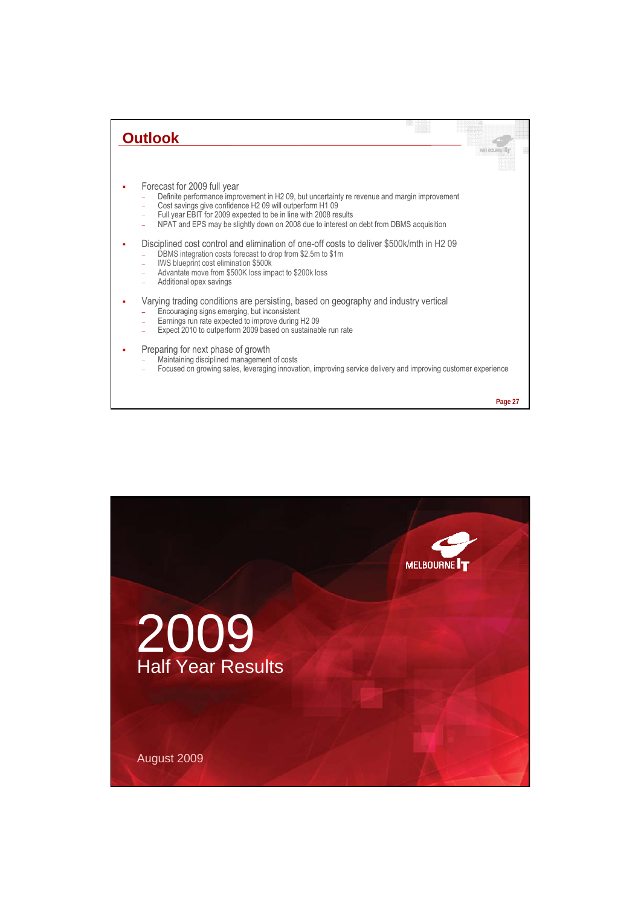## Outlook

- Forecast for 2009 full year
  - Definite performance improvement in H2 09, but uncertainty re revenue and margin improvement
  - Cost savings give confidence H2 09 will outperform H1 09
  - Full year EBIT for 2009 expected to be in line with 2008 results
  - NPAT and EPS may be slightly down on 2008 due to interest on debt from DBMS acquisition
- Disciplined cost control and elimination of one-off costs to deliver $500k/mth in H2 09
  - DBMS integration costs forecast to drop from $2.5m to $1m
  - IWS blueprint cost elimination $500k
  - Advantate move from $500K loss impact to $200k loss
  - Additional opex savings
- Varying trading conditions are persisting, based on geography and industry vertical
  - Encouraging signs emerging, but inconsistent
  - Earnings run rate expected to improve during H2 09
  - Expect 2010 to outperform 2009 based on sustainable run rate
- Preparing for next phase of growth
  - Maintaining disciplined management of costs
  - Focused on growing sales, leveraging innovation, improving service delivery and improving customer experience

MELBOURNE IT

# 2009
## Half Year Results

August 2009